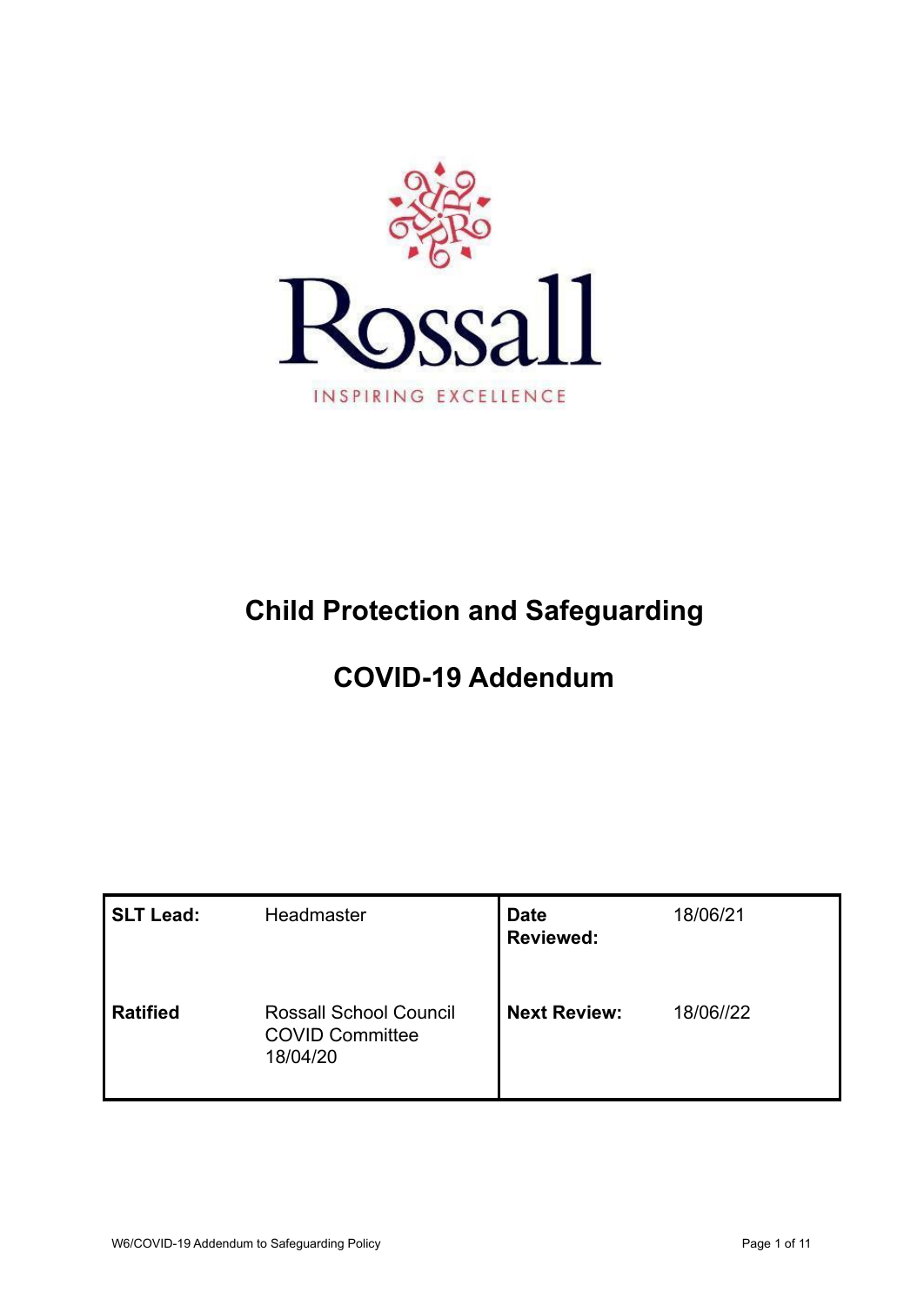Rossall

INSPIRING EXCELLENCE

# Child Protection and Safeguarding

# COVID-19 Addendum

| **SLT Lead:** | Headmaster | **Date Reviewed:** | 18/06/21 |
|---|---|---|---|
| **Ratified** | Rossall School Council COVID Committee 18/04/20 | **Next Review:** | 18/06//22 |

W6/COVID-19 Addendum to Safeguarding Policy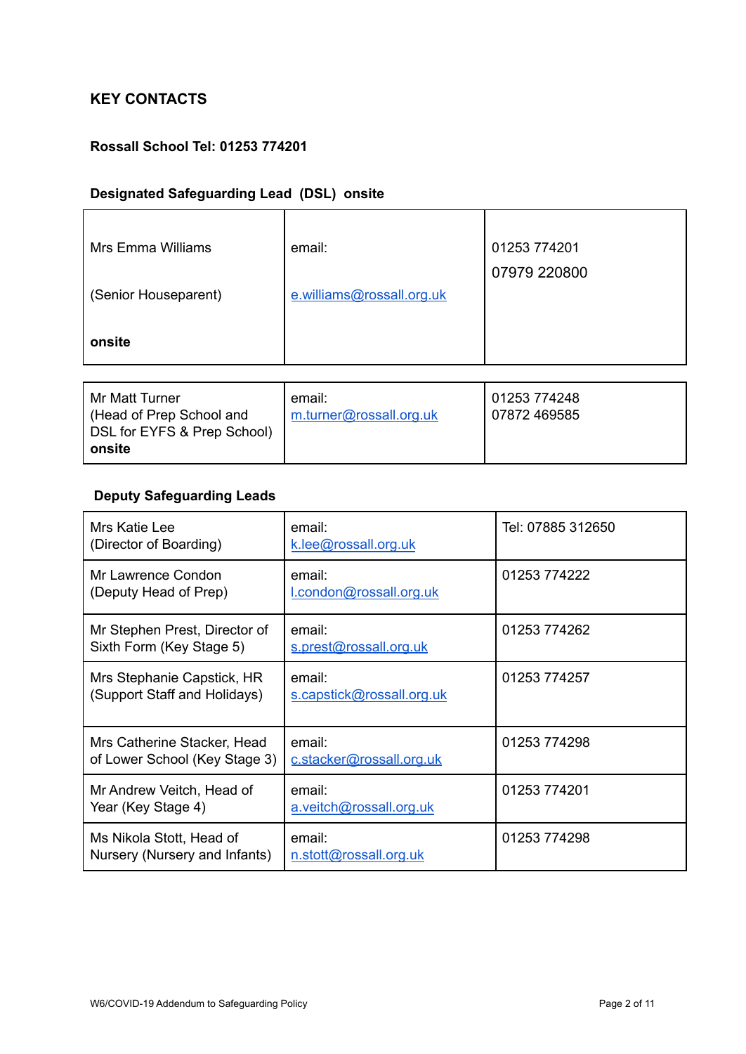## KEY CONTACTS

**Rossall School Tel: 01253 774201**

**Designated Safeguarding Lead (DSL) onsite**

| | | |
|---|---|---|
| Mrs Emma Williams<br><br>(Senior Houseparent)<br><br>**onsite** | email:<br><br>e.williams@rossall.org.uk | 01253 774201<br>07979 220800 |
| Mr Matt Turner<br>(Head of Prep School and DSL for EYFS & Prep School)<br>**onsite** | email:<br>m.turner@rossall.org.uk | 01253 774248<br>07872 469585 |

**Deputy Safeguarding Leads**

| | | |
|---|---|---|
| Mrs Katie Lee<br>(Director of Boarding) | email:<br>k.lee@rossall.org.uk | Tel: 07885 312650 |
| Mr Lawrence Condon<br>(Deputy Head of Prep) | email:<br>l.condon@rossall.org.uk | 01253 774222 |
| Mr Stephen Prest, Director of Sixth Form (Key Stage 5) | email:<br>s.prest@rossall.org.uk | 01253 774262 |
| Mrs Stephanie Capstick, HR (Support Staff and Holidays) | email:<br>s.capstick@rossall.org.uk | 01253 774257 |
| Mrs Catherine Stacker, Head of Lower School (Key Stage 3) | email:<br>c.stacker@rossall.org.uk | 01253 774298 |
| Mr Andrew Veitch, Head of Year (Key Stage 4) | email:<br>a.veitch@rossall.org.uk | 01253 774201 |
| Ms Nikola Stott, Head of Nursery (Nursery and Infants) | email:<br>n.stott@rossall.org.uk | 01253 774298 |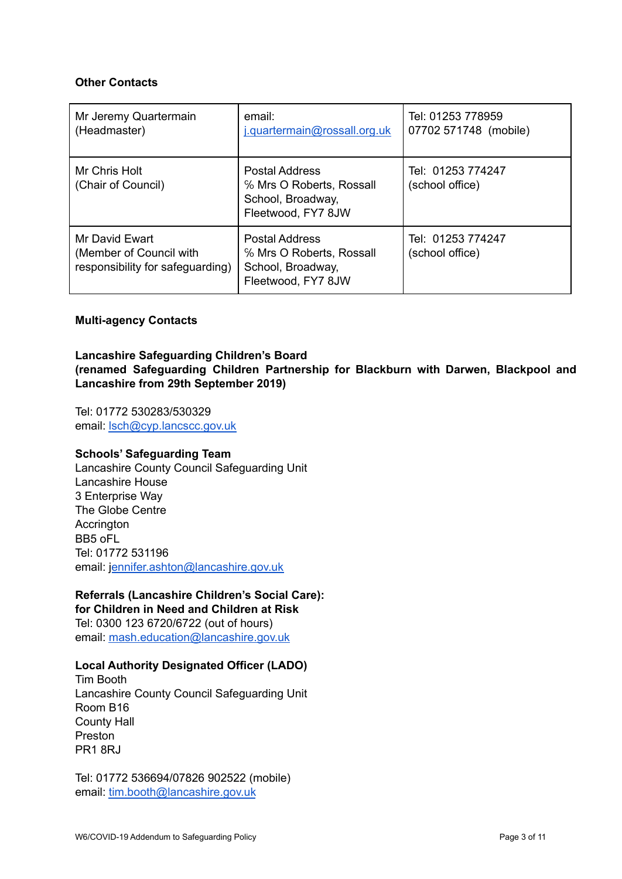**Other Contacts**

| Mr Jeremy Quartermain (Headmaster) | email: j.quartermain@rossall.org.uk | Tel: 01253 778959<br>07702 571748 (mobile) |
|---|---|---|
| Mr Chris Holt (Chair of Council) | Postal Address<br>% Mrs O Roberts, Rossall School, Broadway, Fleetwood, FY7 8JW | Tel: 01253 774247 (school office) |
| Mr David Ewart (Member of Council with responsibility for safeguarding) | Postal Address<br>% Mrs O Roberts, Rossall School, Broadway, Fleetwood, FY7 8JW | Tel: 01253 774247 (school office) |

**Multi-agency Contacts**

**Lancashire Safeguarding Children's Board**
**(renamed Safeguarding Children Partnership for Blackburn with Darwen, Blackpool and Lancashire from 29th September 2019)**

Tel: 01772 530283/530329
email: lsch@cyp.lancscc.gov.uk

**Schools' Safeguarding Team**
Lancashire County Council Safeguarding Unit
Lancashire House
3 Enterprise Way
The Globe Centre
Accrington
BB5 oFL
Tel: 01772 531196
email: jennifer.ashton@lancashire.gov.uk

**Referrals (Lancashire Children's Social Care):**
**for Children in Need and Children at Risk**
Tel: 0300 123 6720/6722 (out of hours)
email: mash.education@lancashire.gov.uk

**Local Authority Designated Officer (LADO)**
Tim Booth
Lancashire County Council Safeguarding Unit
Room B16
County Hall
Preston
PR1 8RJ

Tel: 01772 536694/07826 902522 (mobile)
email: tim.booth@lancashire.gov.uk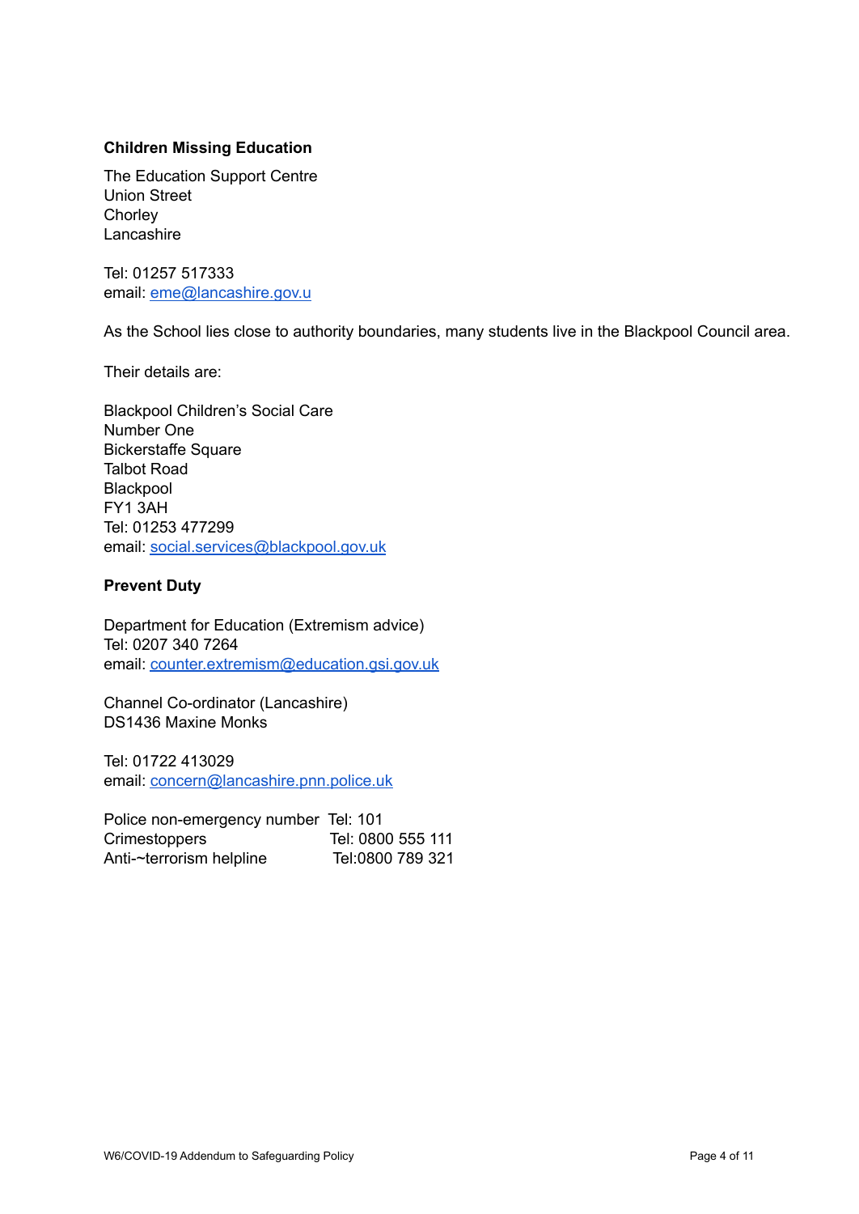**Children Missing Education**

The Education Support Centre
Union Street
Chorley
Lancashire

Tel: 01257 517333
email: eme@lancashire.gov.u

As the School lies close to authority boundaries, many students live in the Blackpool Council area.

Their details are:

Blackpool Children's Social Care
Number One
Bickerstaffe Square
Talbot Road
Blackpool
FY1 3AH
Tel: 01253 477299
email: social.services@blackpool.gov.uk

**Prevent Duty**

Department for Education (Extremism advice)
Tel: 0207 340 7264
email: counter.extremism@education.gsi.gov.uk

Channel Co-ordinator (Lancashire)
DS1436 Maxine Monks

Tel: 01722 413029
email: concern@lancashire.pnn.police.uk

Police non-emergency number Tel: 101
Crimestoppers Tel: 0800 555 111
Anti-~terrorism helpline Tel:0800 789 321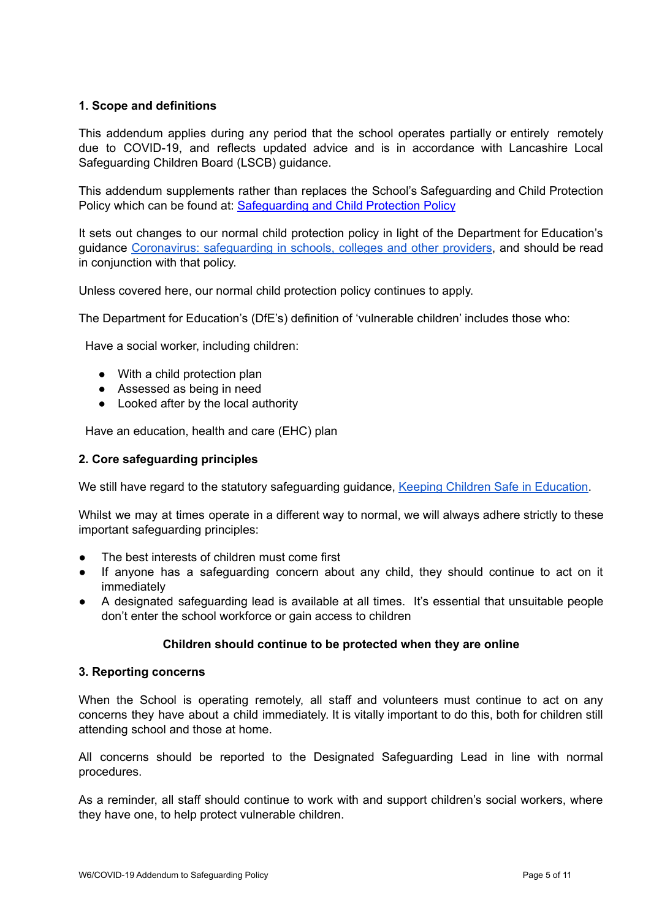## 1. Scope and definitions

This addendum applies during any period that the school operates partially or entirely remotely due to COVID-19, and reflects updated advice and is in accordance with Lancashire Local Safeguarding Children Board (LSCB) guidance.

This addendum supplements rather than replaces the School's Safeguarding and Child Protection Policy which can be found at: Safeguarding and Child Protection Policy

It sets out changes to our normal child protection policy in light of the Department for Education's guidance Coronavirus: safeguarding in schools, colleges and other providers, and should be read in conjunction with that policy.

Unless covered here, our normal child protection policy continues to apply.

The Department for Education's (DfE's) definition of 'vulnerable children' includes those who:

Have a social worker, including children:

- With a child protection plan
- Assessed as being in need
- Looked after by the local authority

Have an education, health and care (EHC) plan

## 2. Core safeguarding principles

We still have regard to the statutory safeguarding guidance, Keeping Children Safe in Education.

Whilst we may at times operate in a different way to normal, we will always adhere strictly to these important safeguarding principles:

- The best interests of children must come first
- If anyone has a safeguarding concern about any child, they should continue to act on it immediately
- A designated safeguarding lead is available at all times. It's essential that unsuitable people don't enter the school workforce or gain access to children

**Children should continue to be protected when they are online**

## 3. Reporting concerns

When the School is operating remotely, all staff and volunteers must continue to act on any concerns they have about a child immediately. It is vitally important to do this, both for children still attending school and those at home.

All concerns should be reported to the Designated Safeguarding Lead in line with normal procedures.

As a reminder, all staff should continue to work with and support children's social workers, where they have one, to help protect vulnerable children.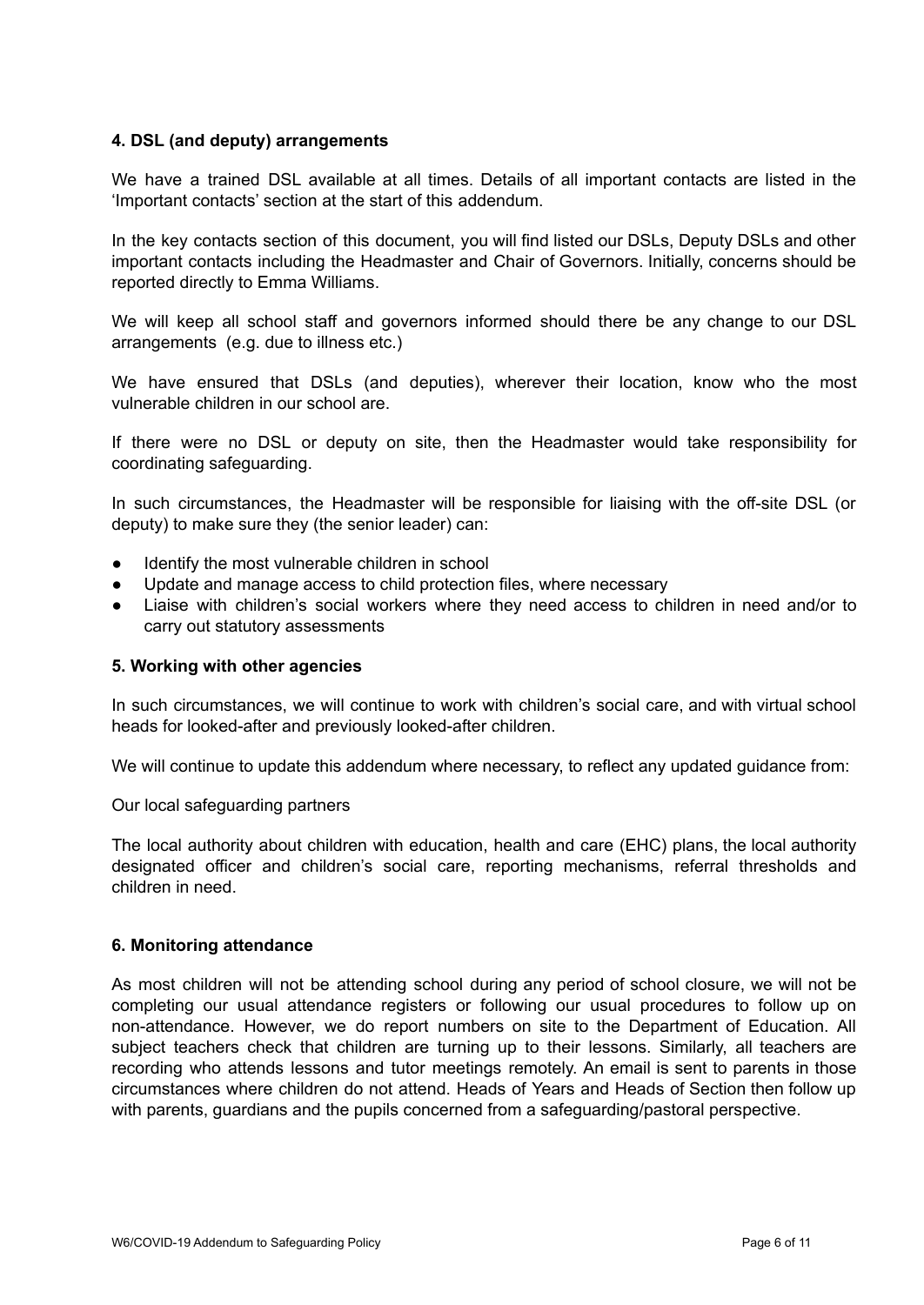### 4. DSL (and deputy) arrangements

We have a trained DSL available at all times. Details of all important contacts are listed in the 'Important contacts' section at the start of this addendum.

In the key contacts section of this document, you will find listed our DSLs, Deputy DSLs and other important contacts including the Headmaster and Chair of Governors. Initially, concerns should be reported directly to Emma Williams.

We will keep all school staff and governors informed should there be any change to our DSL arrangements (e.g. due to illness etc.)

We have ensured that DSLs (and deputies), wherever their location, know who the most vulnerable children in our school are.

If there were no DSL or deputy on site, then the Headmaster would take responsibility for coordinating safeguarding.

In such circumstances, the Headmaster will be responsible for liaising with the off-site DSL (or deputy) to make sure they (the senior leader) can:

- Identify the most vulnerable children in school
- Update and manage access to child protection files, where necessary
- Liaise with children's social workers where they need access to children in need and/or to carry out statutory assessments

### 5. Working with other agencies

In such circumstances, we will continue to work with children's social care, and with virtual school heads for looked-after and previously looked-after children.

We will continue to update this addendum where necessary, to reflect any updated guidance from:

Our local safeguarding partners

The local authority about children with education, health and care (EHC) plans, the local authority designated officer and children's social care, reporting mechanisms, referral thresholds and children in need.

### 6. Monitoring attendance

As most children will not be attending school during any period of school closure, we will not be completing our usual attendance registers or following our usual procedures to follow up on non-attendance. However, we do report numbers on site to the Department of Education. All subject teachers check that children are turning up to their lessons. Similarly, all teachers are recording who attends lessons and tutor meetings remotely. An email is sent to parents in those circumstances where children do not attend. Heads of Years and Heads of Section then follow up with parents, guardians and the pupils concerned from a safeguarding/pastoral perspective.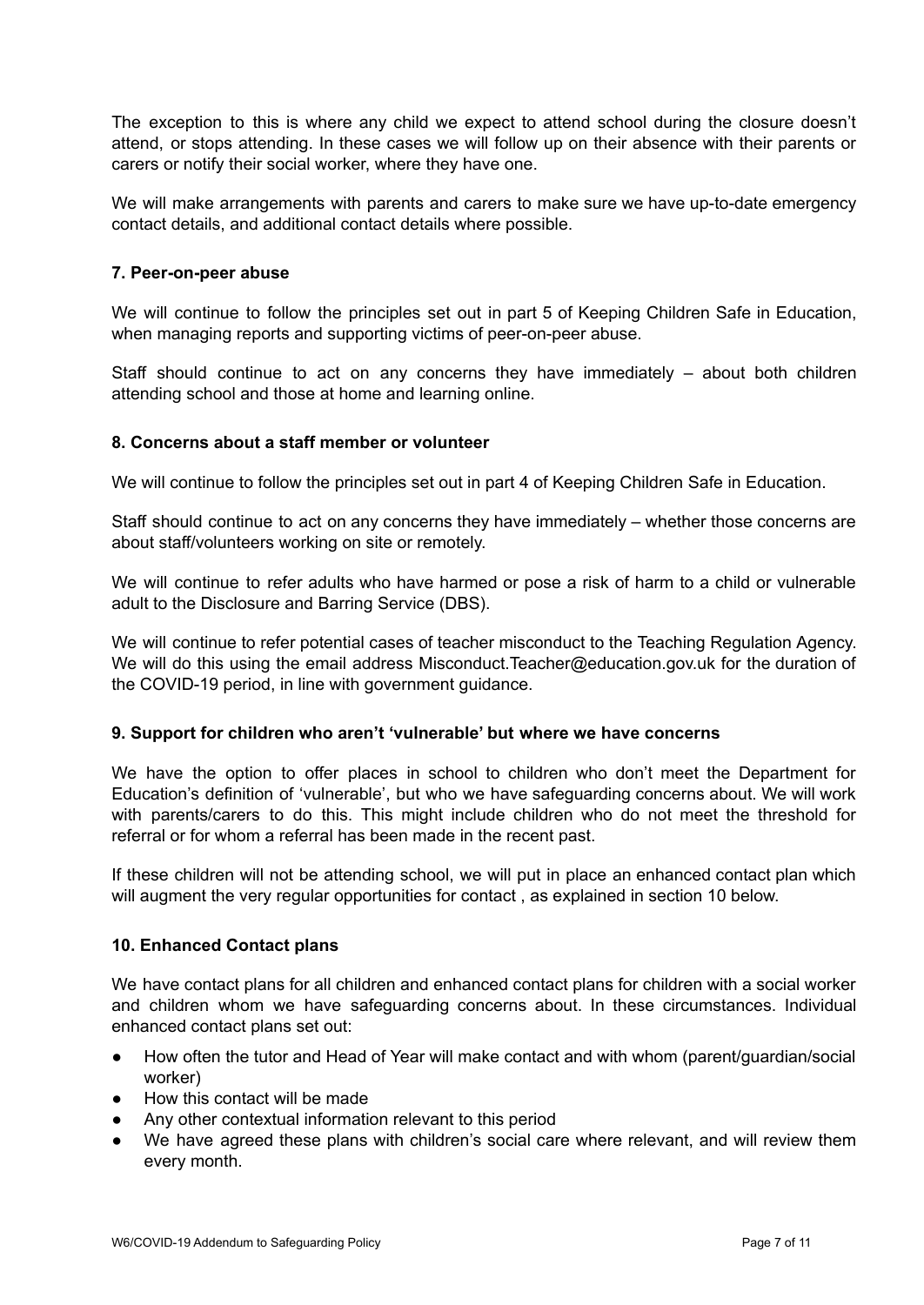The exception to this is where any child we expect to attend school during the closure doesn't attend, or stops attending. In these cases we will follow up on their absence with their parents or carers or notify their social worker, where they have one.

We will make arrangements with parents and carers to make sure we have up-to-date emergency contact details, and additional contact details where possible.

### 7. Peer-on-peer abuse

We will continue to follow the principles set out in part 5 of Keeping Children Safe in Education, when managing reports and supporting victims of peer-on-peer abuse.

Staff should continue to act on any concerns they have immediately – about both children attending school and those at home and learning online.

### 8. Concerns about a staff member or volunteer

We will continue to follow the principles set out in part 4 of Keeping Children Safe in Education.

Staff should continue to act on any concerns they have immediately – whether those concerns are about staff/volunteers working on site or remotely.

We will continue to refer adults who have harmed or pose a risk of harm to a child or vulnerable adult to the Disclosure and Barring Service (DBS).

We will continue to refer potential cases of teacher misconduct to the Teaching Regulation Agency. We will do this using the email address Misconduct.Teacher@education.gov.uk for the duration of the COVID-19 period, in line with government guidance.

### 9. Support for children who aren't 'vulnerable' but where we have concerns

We have the option to offer places in school to children who don't meet the Department for Education's definition of 'vulnerable', but who we have safeguarding concerns about. We will work with parents/carers to do this. This might include children who do not meet the threshold for referral or for whom a referral has been made in the recent past.

If these children will not be attending school, we will put in place an enhanced contact plan which will augment the very regular opportunities for contact , as explained in section 10 below.

### 10. Enhanced Contact plans

We have contact plans for all children and enhanced contact plans for children with a social worker and children whom we have safeguarding concerns about. In these circumstances. Individual enhanced contact plans set out:

- How often the tutor and Head of Year will make contact and with whom (parent/guardian/social worker)
- How this contact will be made
- Any other contextual information relevant to this period
- We have agreed these plans with children's social care where relevant, and will review them every month.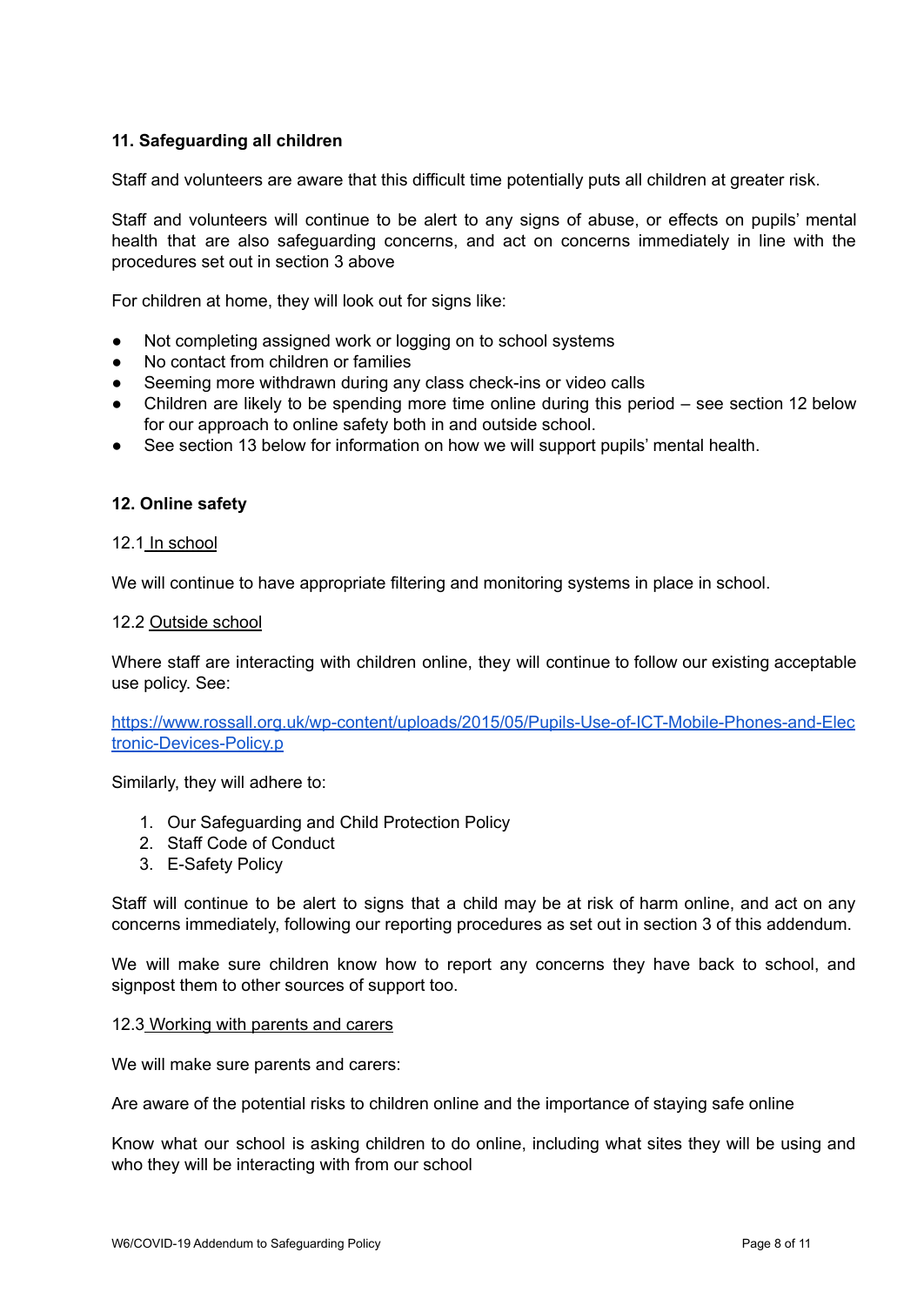## 11. Safeguarding all children

Staff and volunteers are aware that this difficult time potentially puts all children at greater risk.

Staff and volunteers will continue to be alert to any signs of abuse, or effects on pupils' mental health that are also safeguarding concerns, and act on concerns immediately in line with the procedures set out in section 3 above

For children at home, they will look out for signs like:

- Not completing assigned work or logging on to school systems
- No contact from children or families
- Seeming more withdrawn during any class check-ins or video calls
- Children are likely to be spending more time online during this period – see section 12 below for our approach to online safety both in and outside school.
- See section 13 below for information on how we will support pupils' mental health.

## 12. Online safety

12.1 In school

We will continue to have appropriate filtering and monitoring systems in place in school.

12.2 Outside school

Where staff are interacting with children online, they will continue to follow our existing acceptable use policy. See:

[https://www.rossall.org.uk/wp-content/uploads/2015/05/Pupils-Use-of-ICT-Mobile-Phones-and-Electronic-Devices-Policy.p](https://www.rossall.org.uk/wp-content/uploads/2015/05/Pupils-Use-of-ICT-Mobile-Phones-and-Electronic-Devices-Policy.p)

Similarly, they will adhere to:

1. Our Safeguarding and Child Protection Policy
2. Staff Code of Conduct
3. E-Safety Policy

Staff will continue to be alert to signs that a child may be at risk of harm online, and act on any concerns immediately, following our reporting procedures as set out in section 3 of this addendum.

We will make sure children know how to report any concerns they have back to school, and signpost them to other sources of support too.

12.3 Working with parents and carers

We will make sure parents and carers:

Are aware of the potential risks to children online and the importance of staying safe online

Know what our school is asking children to do online, including what sites they will be using and who they will be interacting with from our school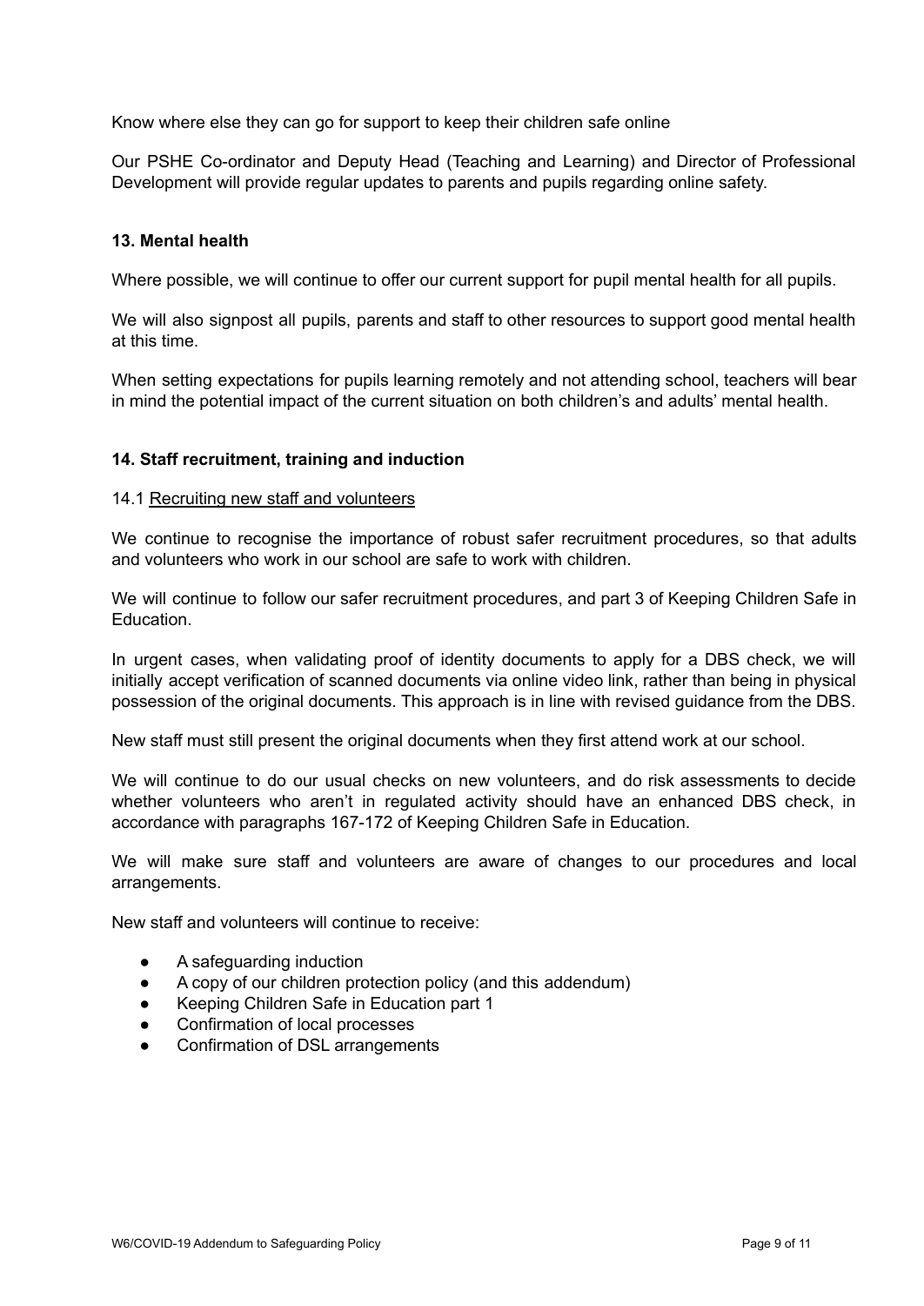Know where else they can go for support to keep their children safe online

Our PSHE Co-ordinator and Deputy Head (Teaching and Learning) and Director of Professional Development will provide regular updates to parents and pupils regarding online safety.

## 13. Mental health

Where possible, we will continue to offer our current support for pupil mental health for all pupils.

We will also signpost all pupils, parents and staff to other resources to support good mental health at this time.

When setting expectations for pupils learning remotely and not attending school, teachers will bear in mind the potential impact of the current situation on both children's and adults' mental health.

## 14. Staff recruitment, training and induction

### 14.1 Recruiting new staff and volunteers

We continue to recognise the importance of robust safer recruitment procedures, so that adults and volunteers who work in our school are safe to work with children.

We will continue to follow our safer recruitment procedures, and part 3 of Keeping Children Safe in Education.

In urgent cases, when validating proof of identity documents to apply for a DBS check, we will initially accept verification of scanned documents via online video link, rather than being in physical possession of the original documents. This approach is in line with revised guidance from the DBS.

New staff must still present the original documents when they first attend work at our school.

We will continue to do our usual checks on new volunteers, and do risk assessments to decide whether volunteers who aren't in regulated activity should have an enhanced DBS check, in accordance with paragraphs 167-172 of Keeping Children Safe in Education.

We will make sure staff and volunteers are aware of changes to our procedures and local arrangements.

New staff and volunteers will continue to receive:

- A safeguarding induction
- A copy of our children protection policy (and this addendum)
- Keeping Children Safe in Education part 1
- Confirmation of local processes
- Confirmation of DSL arrangements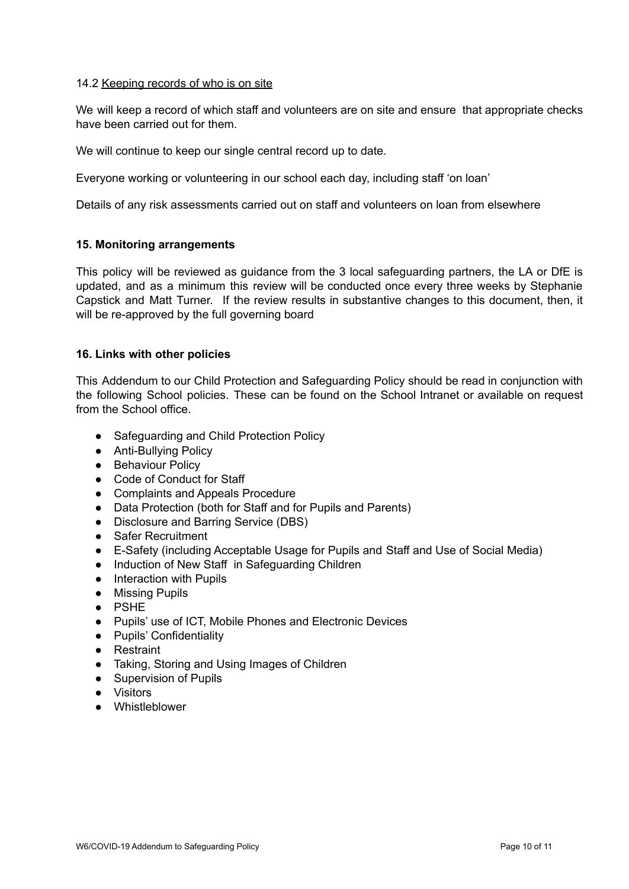14.2 Keeping records of who is on site

We will keep a record of which staff and volunteers are on site and ensure that appropriate checks have been carried out for them.

We will continue to keep our single central record up to date.

Everyone working or volunteering in our school each day, including staff 'on loan'

Details of any risk assessments carried out on staff and volunteers on loan from elsewhere

## 15. Monitoring arrangements

This policy will be reviewed as guidance from the 3 local safeguarding partners, the LA or DfE is updated, and as a minimum this review will be conducted once every three weeks by Stephanie Capstick and Matt Turner. If the review results in substantive changes to this document, then, it will be re-approved by the full governing board

## 16. Links with other policies

This Addendum to our Child Protection and Safeguarding Policy should be read in conjunction with the following School policies. These can be found on the School Intranet or available on request from the School office.

- Safeguarding and Child Protection Policy
- Anti-Bullying Policy
- Behaviour Policy
- Code of Conduct for Staff
- Complaints and Appeals Procedure
- Data Protection (both for Staff and for Pupils and Parents)
- Disclosure and Barring Service (DBS)
- Safer Recruitment
- E-Safety (including Acceptable Usage for Pupils and Staff and Use of Social Media)
- Induction of New Staff in Safeguarding Children
- Interaction with Pupils
- Missing Pupils
- PSHE
- Pupils' use of ICT, Mobile Phones and Electronic Devices
- Pupils' Confidentiality
- Restraint
- Taking, Storing and Using Images of Children
- Supervision of Pupils
- Visitors
- Whistleblower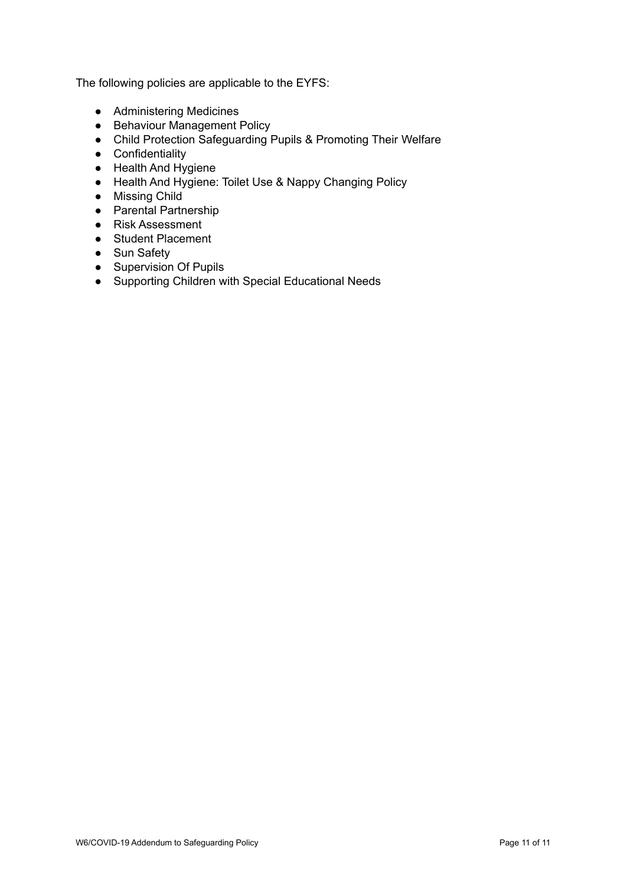The following policies are applicable to the EYFS:

- Administering Medicines
- Behaviour Management Policy
- Child Protection Safeguarding Pupils & Promoting Their Welfare
- Confidentiality
- Health And Hygiene
- Health And Hygiene: Toilet Use & Nappy Changing Policy
- Missing Child
- Parental Partnership
- Risk Assessment
- Student Placement
- Sun Safety
- Supervision Of Pupils
- Supporting Children with Special Educational Needs